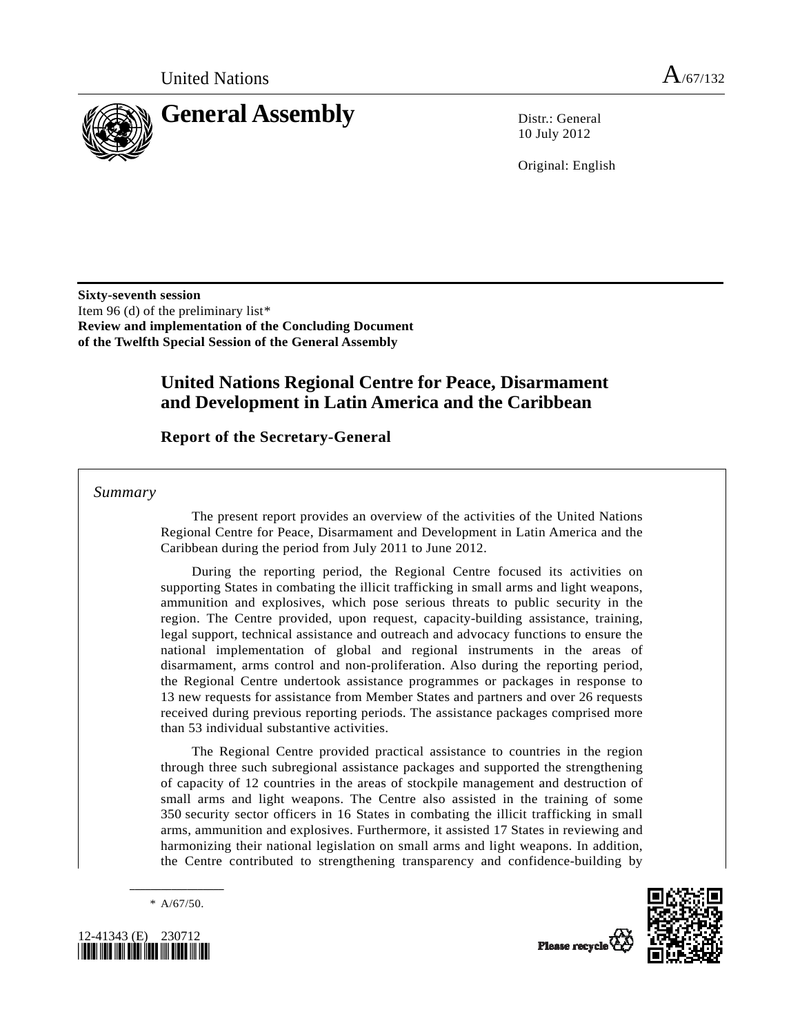United Nations A/67/132

# General Assembly

Distr.: General
10 July 2012

Original: English

**Sixty-seventh session**
Item 96 (d) of the preliminary list*
**Review and implementation of the Concluding Document of the Twelfth Special Session of the General Assembly**

## United Nations Regional Centre for Peace, Disarmament and Development in Latin America and the Caribbean

### Report of the Secretary-General

*Summary*

The present report provides an overview of the activities of the United Nations Regional Centre for Peace, Disarmament and Development in Latin America and the Caribbean during the period from July 2011 to June 2012.

During the reporting period, the Regional Centre focused its activities on supporting States in combating the illicit trafficking in small arms and light weapons, ammunition and explosives, which pose serious threats to public security in the region. The Centre provided, upon request, capacity-building assistance, training, legal support, technical assistance and outreach and advocacy functions to ensure the national implementation of global and regional instruments in the areas of disarmament, arms control and non-proliferation. Also during the reporting period, the Regional Centre undertook assistance programmes or packages in response to 13 new requests for assistance from Member States and partners and over 26 requests received during previous reporting periods. The assistance packages comprised more than 53 individual substantive activities.

The Regional Centre provided practical assistance to countries in the region through three such subregional assistance packages and supported the strengthening of capacity of 12 countries in the areas of stockpile management and destruction of small arms and light weapons. The Centre also assisted in the training of some 350 security sector officers in 16 States in combating the illicit trafficking in small arms, ammunition and explosives. Furthermore, it assisted 17 States in reviewing and harmonizing their national legislation on small arms and light weapons. In addition, the Centre contributed to strengthening transparency and confidence-building by

\* A/67/50.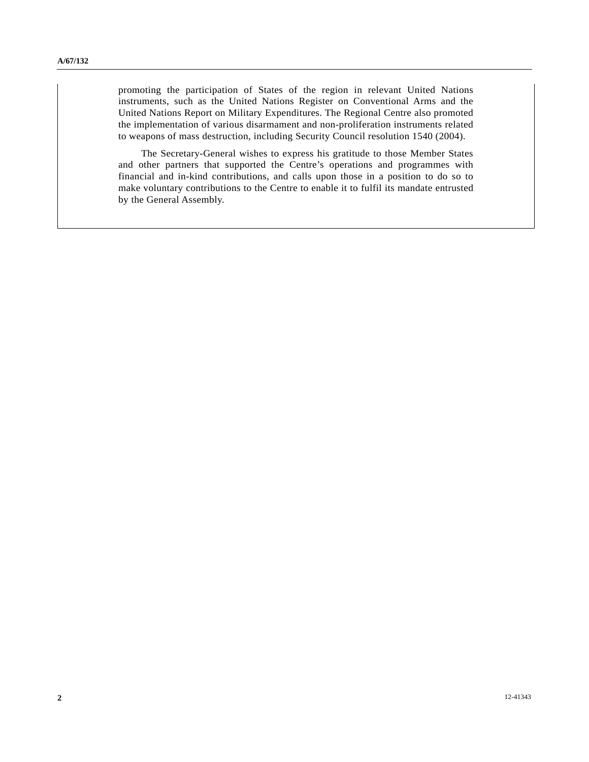promoting the participation of States of the region in relevant United Nations instruments, such as the United Nations Register on Conventional Arms and the United Nations Report on Military Expenditures. The Regional Centre also promoted the implementation of various disarmament and non-proliferation instruments related to weapons of mass destruction, including Security Council resolution 1540 (2004).

The Secretary-General wishes to express his gratitude to those Member States and other partners that supported the Centre's operations and programmes with financial and in-kind contributions, and calls upon those in a position to do so to make voluntary contributions to the Centre to enable it to fulfil its mandate entrusted by the General Assembly.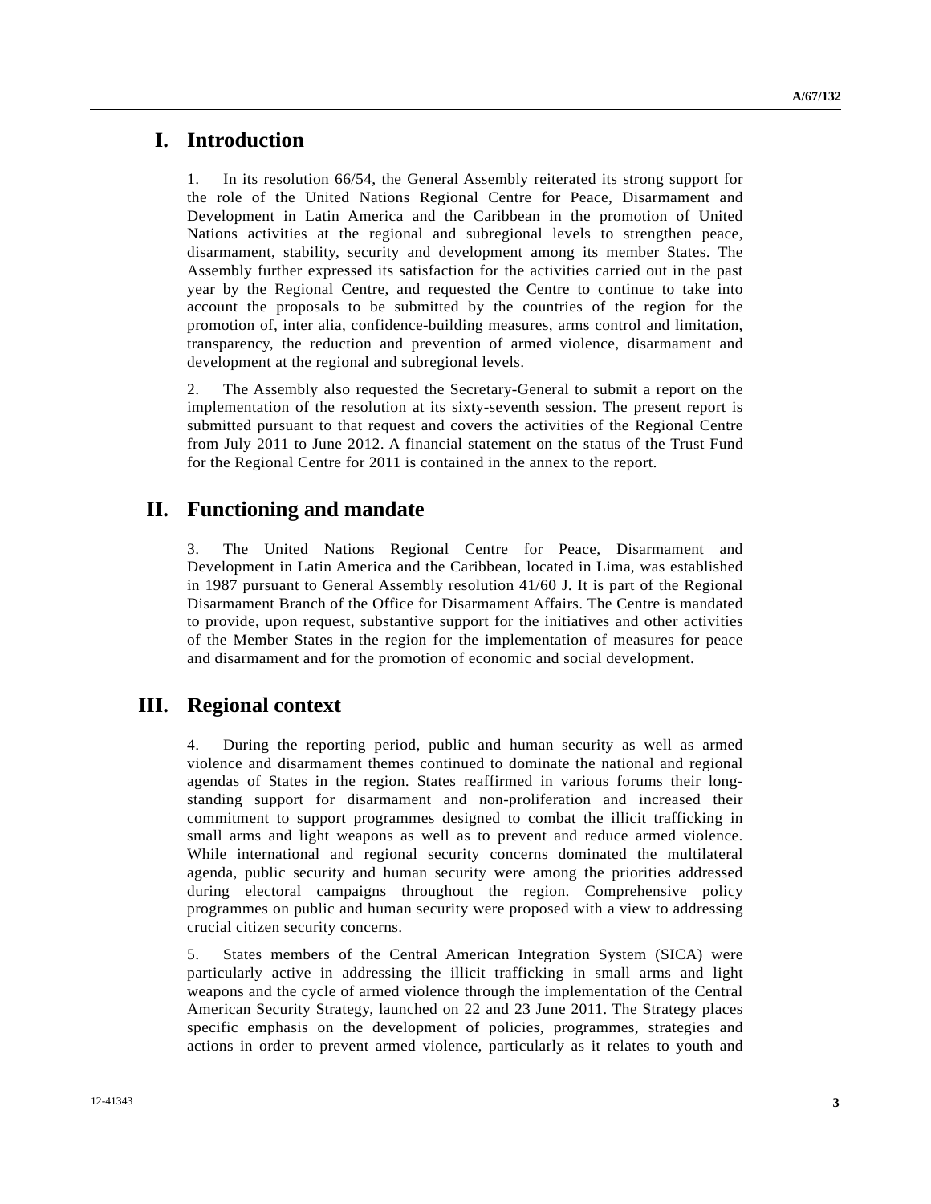# I. Introduction

1. In its resolution 66/54, the General Assembly reiterated its strong support for the role of the United Nations Regional Centre for Peace, Disarmament and Development in Latin America and the Caribbean in the promotion of United Nations activities at the regional and subregional levels to strengthen peace, disarmament, stability, security and development among its member States. The Assembly further expressed its satisfaction for the activities carried out in the past year by the Regional Centre, and requested the Centre to continue to take into account the proposals to be submitted by the countries of the region for the promotion of, inter alia, confidence-building measures, arms control and limitation, transparency, the reduction and prevention of armed violence, disarmament and development at the regional and subregional levels.

2. The Assembly also requested the Secretary-General to submit a report on the implementation of the resolution at its sixty-seventh session. The present report is submitted pursuant to that request and covers the activities of the Regional Centre from July 2011 to June 2012. A financial statement on the status of the Trust Fund for the Regional Centre for 2011 is contained in the annex to the report.

# II. Functioning and mandate

3. The United Nations Regional Centre for Peace, Disarmament and Development in Latin America and the Caribbean, located in Lima, was established in 1987 pursuant to General Assembly resolution 41/60 J. It is part of the Regional Disarmament Branch of the Office for Disarmament Affairs. The Centre is mandated to provide, upon request, substantive support for the initiatives and other activities of the Member States in the region for the implementation of measures for peace and disarmament and for the promotion of economic and social development.

# III. Regional context

4. During the reporting period, public and human security as well as armed violence and disarmament themes continued to dominate the national and regional agendas of States in the region. States reaffirmed in various forums their long-standing support for disarmament and non-proliferation and increased their commitment to support programmes designed to combat the illicit trafficking in small arms and light weapons as well as to prevent and reduce armed violence. While international and regional security concerns dominated the multilateral agenda, public security and human security were among the priorities addressed during electoral campaigns throughout the region. Comprehensive policy programmes on public and human security were proposed with a view to addressing crucial citizen security concerns.

5. States members of the Central American Integration System (SICA) were particularly active in addressing the illicit trafficking in small arms and light weapons and the cycle of armed violence through the implementation of the Central American Security Strategy, launched on 22 and 23 June 2011. The Strategy places specific emphasis on the development of policies, programmes, strategies and actions in order to prevent armed violence, particularly as it relates to youth and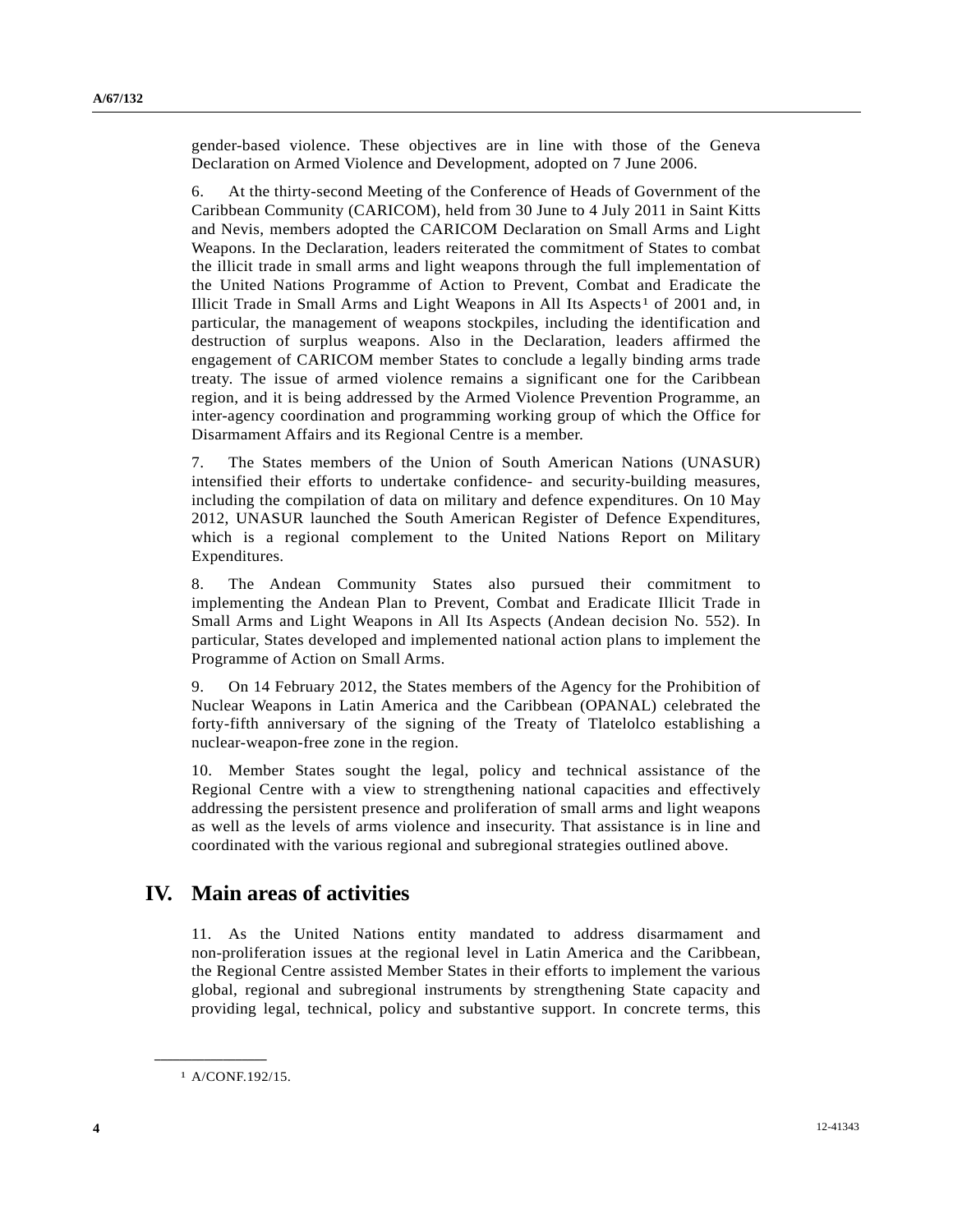gender-based violence. These objectives are in line with those of the Geneva Declaration on Armed Violence and Development, adopted on 7 June 2006.

6. At the thirty-second Meeting of the Conference of Heads of Government of the Caribbean Community (CARICOM), held from 30 June to 4 July 2011 in Saint Kitts and Nevis, members adopted the CARICOM Declaration on Small Arms and Light Weapons. In the Declaration, leaders reiterated the commitment of States to combat the illicit trade in small arms and light weapons through the full implementation of the United Nations Programme of Action to Prevent, Combat and Eradicate the Illicit Trade in Small Arms and Light Weapons in All Its Aspects[1] of 2001 and, in particular, the management of weapons stockpiles, including the identification and destruction of surplus weapons. Also in the Declaration, leaders affirmed the engagement of CARICOM member States to conclude a legally binding arms trade treaty. The issue of armed violence remains a significant one for the Caribbean region, and it is being addressed by the Armed Violence Prevention Programme, an inter-agency coordination and programming working group of which the Office for Disarmament Affairs and its Regional Centre is a member.

7. The States members of the Union of South American Nations (UNASUR) intensified their efforts to undertake confidence- and security-building measures, including the compilation of data on military and defence expenditures. On 10 May 2012, UNASUR launched the South American Register of Defence Expenditures, which is a regional complement to the United Nations Report on Military Expenditures.

8. The Andean Community States also pursued their commitment to implementing the Andean Plan to Prevent, Combat and Eradicate Illicit Trade in Small Arms and Light Weapons in All Its Aspects (Andean decision No. 552). In particular, States developed and implemented national action plans to implement the Programme of Action on Small Arms.

9. On 14 February 2012, the States members of the Agency for the Prohibition of Nuclear Weapons in Latin America and the Caribbean (OPANAL) celebrated the forty-fifth anniversary of the signing of the Treaty of Tlatelolco establishing a nuclear-weapon-free zone in the region.

10. Member States sought the legal, policy and technical assistance of the Regional Centre with a view to strengthening national capacities and effectively addressing the persistent presence and proliferation of small arms and light weapons as well as the levels of arms violence and insecurity. That assistance is in line and coordinated with the various regional and subregional strategies outlined above.

## IV. Main areas of activities

11. As the United Nations entity mandated to address disarmament and non-proliferation issues at the regional level in Latin America and the Caribbean, the Regional Centre assisted Member States in their efforts to implement the various global, regional and subregional instruments by strengthening State capacity and providing legal, technical, policy and substantive support. In concrete terms, this

---

[1] A/CONF.192/15.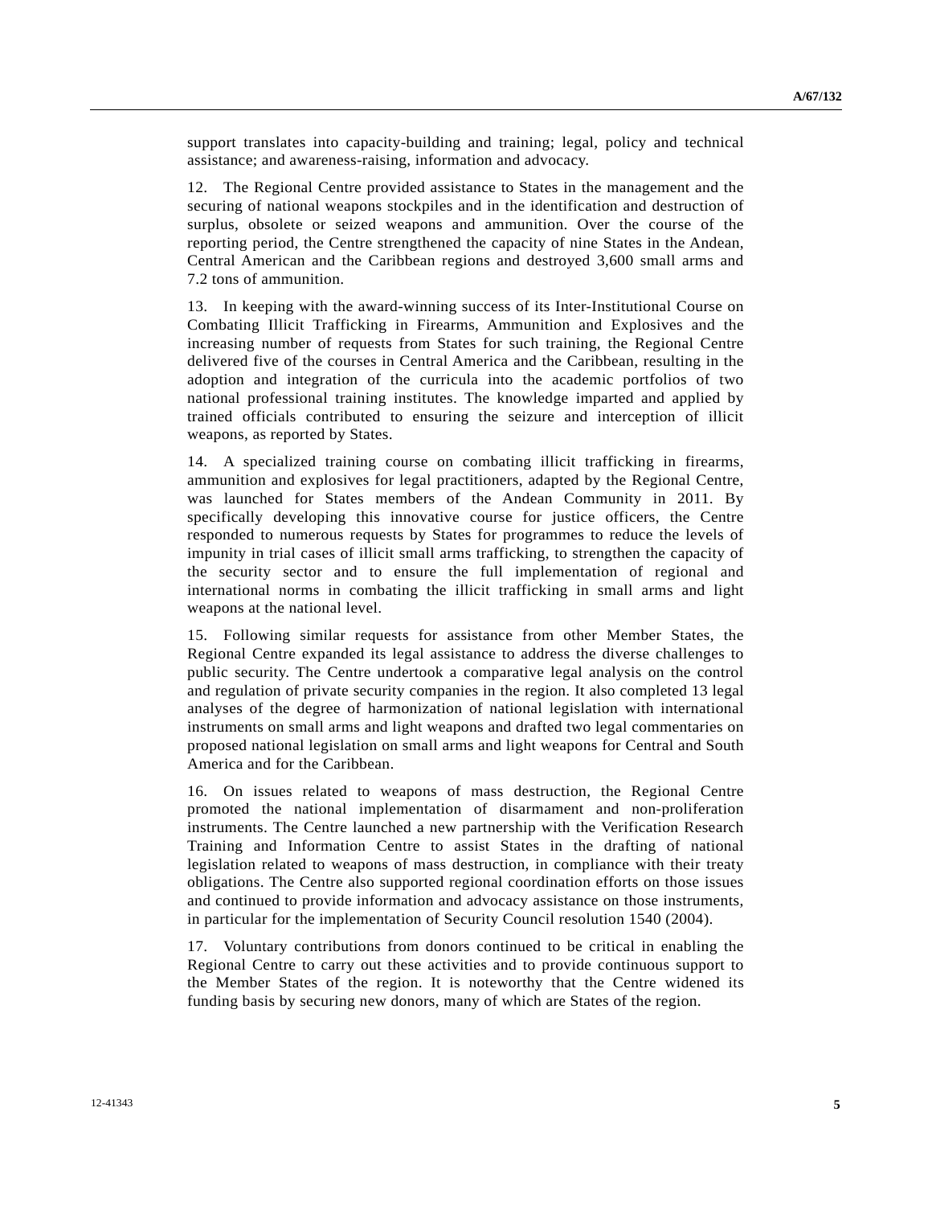support translates into capacity-building and training; legal, policy and technical assistance; and awareness-raising, information and advocacy.

12. The Regional Centre provided assistance to States in the management and the securing of national weapons stockpiles and in the identification and destruction of surplus, obsolete or seized weapons and ammunition. Over the course of the reporting period, the Centre strengthened the capacity of nine States in the Andean, Central American and the Caribbean regions and destroyed 3,600 small arms and 7.2 tons of ammunition.

13. In keeping with the award-winning success of its Inter-Institutional Course on Combating Illicit Trafficking in Firearms, Ammunition and Explosives and the increasing number of requests from States for such training, the Regional Centre delivered five of the courses in Central America and the Caribbean, resulting in the adoption and integration of the curricula into the academic portfolios of two national professional training institutes. The knowledge imparted and applied by trained officials contributed to ensuring the seizure and interception of illicit weapons, as reported by States.

14. A specialized training course on combating illicit trafficking in firearms, ammunition and explosives for legal practitioners, adapted by the Regional Centre, was launched for States members of the Andean Community in 2011. By specifically developing this innovative course for justice officers, the Centre responded to numerous requests by States for programmes to reduce the levels of impunity in trial cases of illicit small arms trafficking, to strengthen the capacity of the security sector and to ensure the full implementation of regional and international norms in combating the illicit trafficking in small arms and light weapons at the national level.

15. Following similar requests for assistance from other Member States, the Regional Centre expanded its legal assistance to address the diverse challenges to public security. The Centre undertook a comparative legal analysis on the control and regulation of private security companies in the region. It also completed 13 legal analyses of the degree of harmonization of national legislation with international instruments on small arms and light weapons and drafted two legal commentaries on proposed national legislation on small arms and light weapons for Central and South America and for the Caribbean.

16. On issues related to weapons of mass destruction, the Regional Centre promoted the national implementation of disarmament and non-proliferation instruments. The Centre launched a new partnership with the Verification Research Training and Information Centre to assist States in the drafting of national legislation related to weapons of mass destruction, in compliance with their treaty obligations. The Centre also supported regional coordination efforts on those issues and continued to provide information and advocacy assistance on those instruments, in particular for the implementation of Security Council resolution 1540 (2004).

17. Voluntary contributions from donors continued to be critical in enabling the Regional Centre to carry out these activities and to provide continuous support to the Member States of the region. It is noteworthy that the Centre widened its funding basis by securing new donors, many of which are States of the region.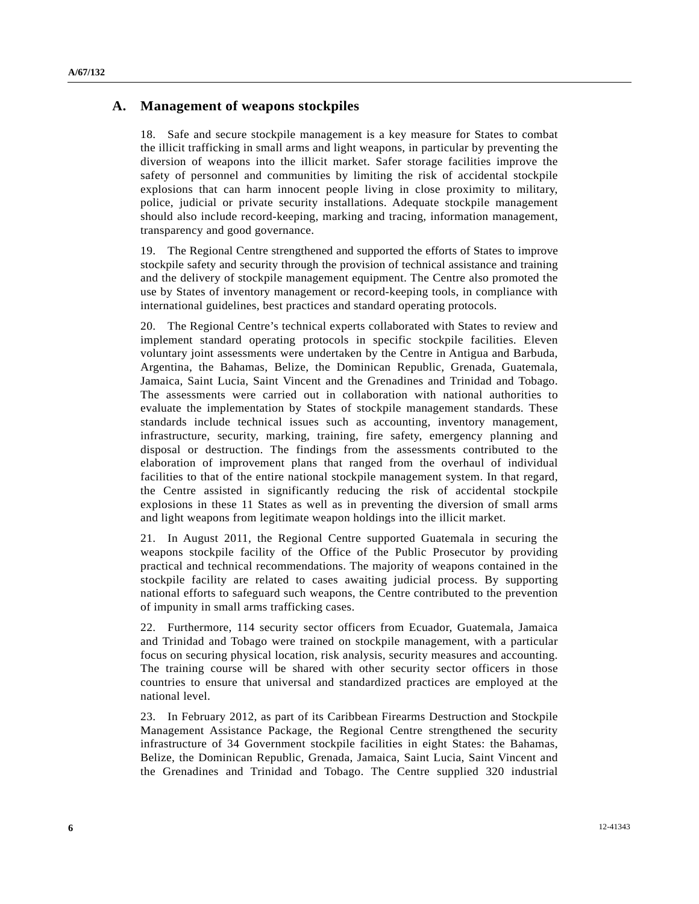## A. Management of weapons stockpiles

18. Safe and secure stockpile management is a key measure for States to combat the illicit trafficking in small arms and light weapons, in particular by preventing the diversion of weapons into the illicit market. Safer storage facilities improve the safety of personnel and communities by limiting the risk of accidental stockpile explosions that can harm innocent people living in close proximity to military, police, judicial or private security installations. Adequate stockpile management should also include record-keeping, marking and tracing, information management, transparency and good governance.

19. The Regional Centre strengthened and supported the efforts of States to improve stockpile safety and security through the provision of technical assistance and training and the delivery of stockpile management equipment. The Centre also promoted the use by States of inventory management or record-keeping tools, in compliance with international guidelines, best practices and standard operating protocols.

20. The Regional Centre's technical experts collaborated with States to review and implement standard operating protocols in specific stockpile facilities. Eleven voluntary joint assessments were undertaken by the Centre in Antigua and Barbuda, Argentina, the Bahamas, Belize, the Dominican Republic, Grenada, Guatemala, Jamaica, Saint Lucia, Saint Vincent and the Grenadines and Trinidad and Tobago. The assessments were carried out in collaboration with national authorities to evaluate the implementation by States of stockpile management standards. These standards include technical issues such as accounting, inventory management, infrastructure, security, marking, training, fire safety, emergency planning and disposal or destruction. The findings from the assessments contributed to the elaboration of improvement plans that ranged from the overhaul of individual facilities to that of the entire national stockpile management system. In that regard, the Centre assisted in significantly reducing the risk of accidental stockpile explosions in these 11 States as well as in preventing the diversion of small arms and light weapons from legitimate weapon holdings into the illicit market.

21. In August 2011, the Regional Centre supported Guatemala in securing the weapons stockpile facility of the Office of the Public Prosecutor by providing practical and technical recommendations. The majority of weapons contained in the stockpile facility are related to cases awaiting judicial process. By supporting national efforts to safeguard such weapons, the Centre contributed to the prevention of impunity in small arms trafficking cases.

22. Furthermore, 114 security sector officers from Ecuador, Guatemala, Jamaica and Trinidad and Tobago were trained on stockpile management, with a particular focus on securing physical location, risk analysis, security measures and accounting. The training course will be shared with other security sector officers in those countries to ensure that universal and standardized practices are employed at the national level.

23. In February 2012, as part of its Caribbean Firearms Destruction and Stockpile Management Assistance Package, the Regional Centre strengthened the security infrastructure of 34 Government stockpile facilities in eight States: the Bahamas, Belize, the Dominican Republic, Grenada, Jamaica, Saint Lucia, Saint Vincent and the Grenadines and Trinidad and Tobago. The Centre supplied 320 industrial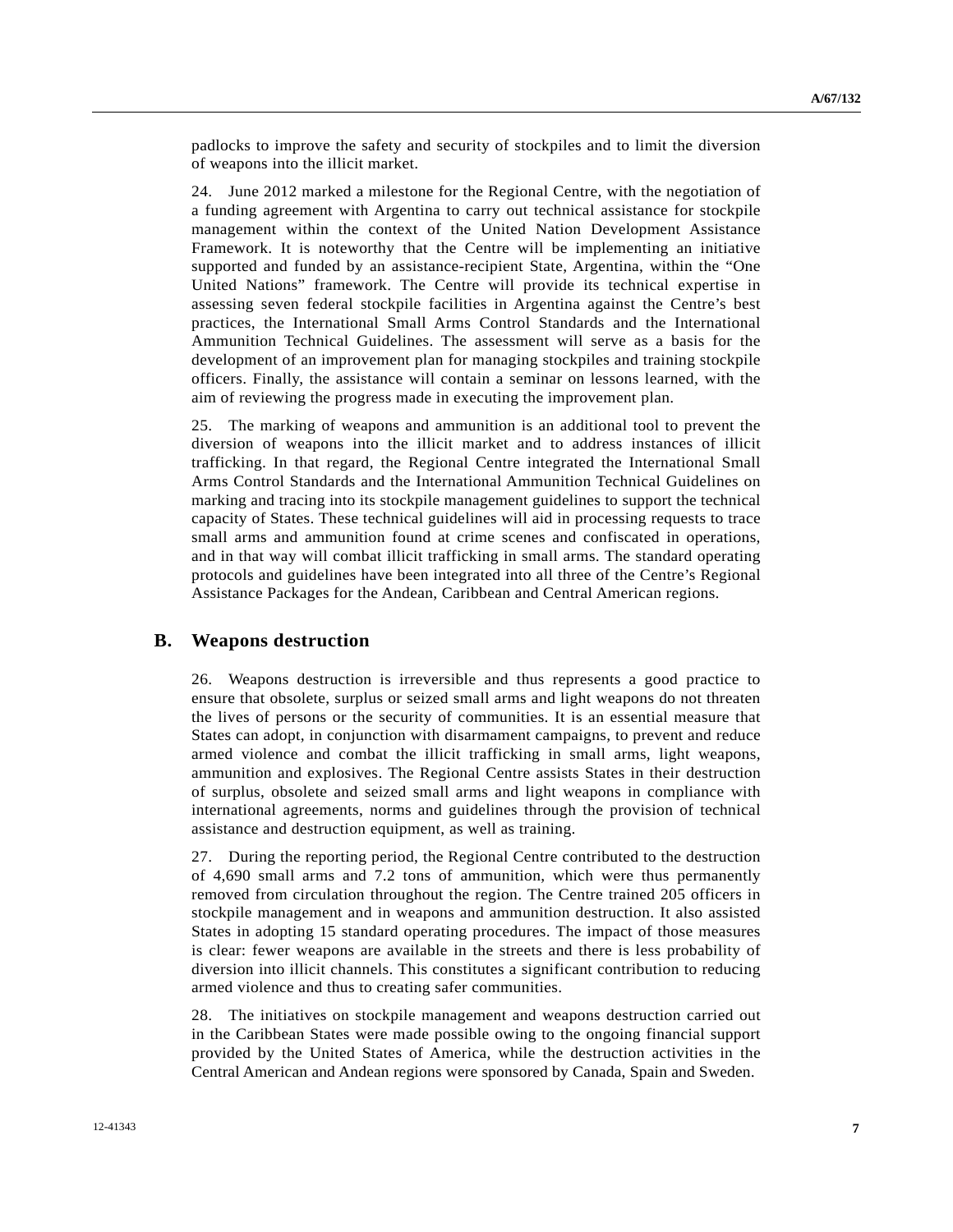padlocks to improve the safety and security of stockpiles and to limit the diversion of weapons into the illicit market.

24. June 2012 marked a milestone for the Regional Centre, with the negotiation of a funding agreement with Argentina to carry out technical assistance for stockpile management within the context of the United Nation Development Assistance Framework. It is noteworthy that the Centre will be implementing an initiative supported and funded by an assistance-recipient State, Argentina, within the "One United Nations" framework. The Centre will provide its technical expertise in assessing seven federal stockpile facilities in Argentina against the Centre's best practices, the International Small Arms Control Standards and the International Ammunition Technical Guidelines. The assessment will serve as a basis for the development of an improvement plan for managing stockpiles and training stockpile officers. Finally, the assistance will contain a seminar on lessons learned, with the aim of reviewing the progress made in executing the improvement plan.

25. The marking of weapons and ammunition is an additional tool to prevent the diversion of weapons into the illicit market and to address instances of illicit trafficking. In that regard, the Regional Centre integrated the International Small Arms Control Standards and the International Ammunition Technical Guidelines on marking and tracing into its stockpile management guidelines to support the technical capacity of States. These technical guidelines will aid in processing requests to trace small arms and ammunition found at crime scenes and confiscated in operations, and in that way will combat illicit trafficking in small arms. The standard operating protocols and guidelines have been integrated into all three of the Centre's Regional Assistance Packages for the Andean, Caribbean and Central American regions.

## B. Weapons destruction

26. Weapons destruction is irreversible and thus represents a good practice to ensure that obsolete, surplus or seized small arms and light weapons do not threaten the lives of persons or the security of communities. It is an essential measure that States can adopt, in conjunction with disarmament campaigns, to prevent and reduce armed violence and combat the illicit trafficking in small arms, light weapons, ammunition and explosives. The Regional Centre assists States in their destruction of surplus, obsolete and seized small arms and light weapons in compliance with international agreements, norms and guidelines through the provision of technical assistance and destruction equipment, as well as training.

27. During the reporting period, the Regional Centre contributed to the destruction of 4,690 small arms and 7.2 tons of ammunition, which were thus permanently removed from circulation throughout the region. The Centre trained 205 officers in stockpile management and in weapons and ammunition destruction. It also assisted States in adopting 15 standard operating procedures. The impact of those measures is clear: fewer weapons are available in the streets and there is less probability of diversion into illicit channels. This constitutes a significant contribution to reducing armed violence and thus to creating safer communities.

28. The initiatives on stockpile management and weapons destruction carried out in the Caribbean States were made possible owing to the ongoing financial support provided by the United States of America, while the destruction activities in the Central American and Andean regions were sponsored by Canada, Spain and Sweden.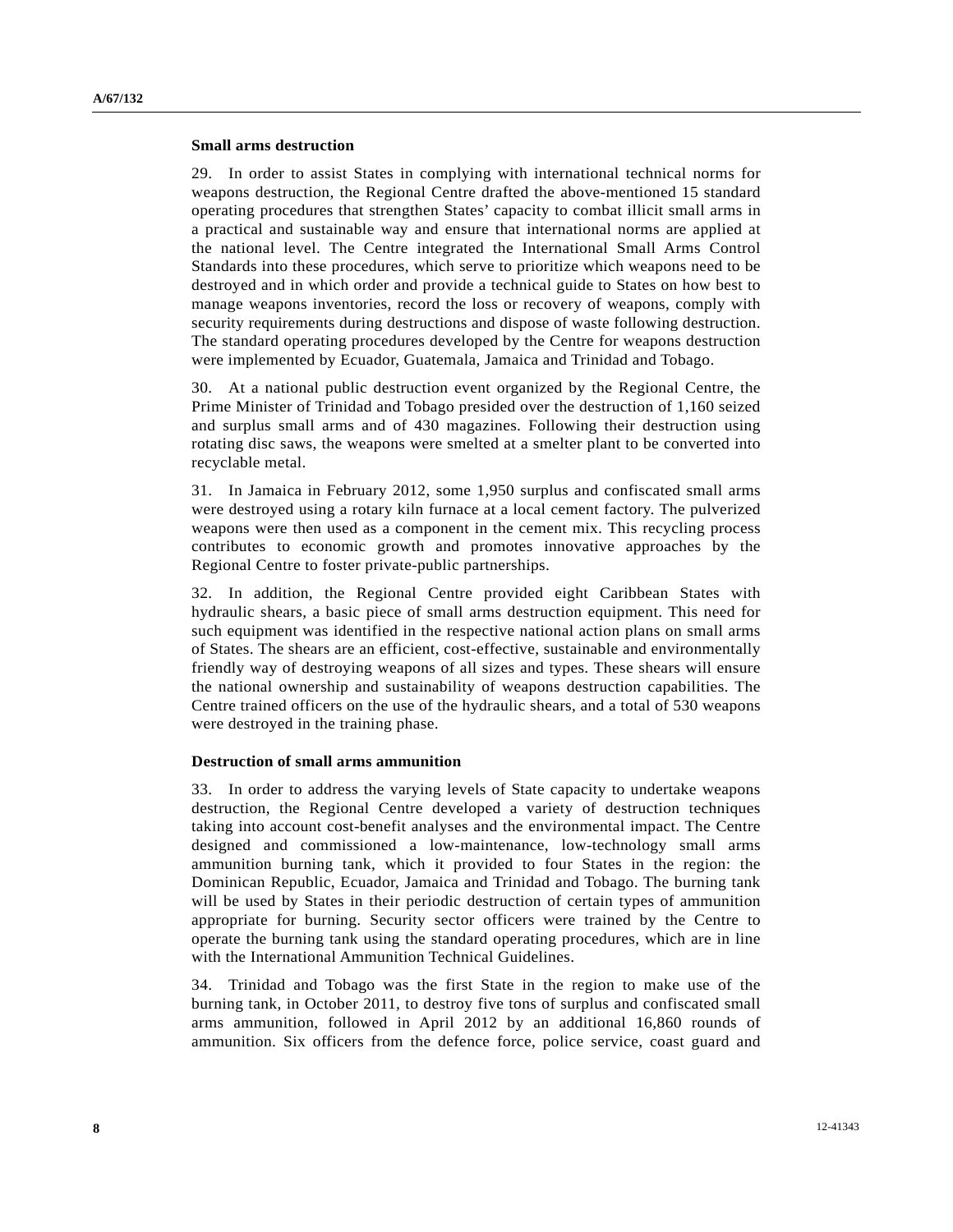### Small arms destruction

29. In order to assist States in complying with international technical norms for weapons destruction, the Regional Centre drafted the above-mentioned 15 standard operating procedures that strengthen States' capacity to combat illicit small arms in a practical and sustainable way and ensure that international norms are applied at the national level. The Centre integrated the International Small Arms Control Standards into these procedures, which serve to prioritize which weapons need to be destroyed and in which order and provide a technical guide to States on how best to manage weapons inventories, record the loss or recovery of weapons, comply with security requirements during destructions and dispose of waste following destruction. The standard operating procedures developed by the Centre for weapons destruction were implemented by Ecuador, Guatemala, Jamaica and Trinidad and Tobago.

30. At a national public destruction event organized by the Regional Centre, the Prime Minister of Trinidad and Tobago presided over the destruction of 1,160 seized and surplus small arms and of 430 magazines. Following their destruction using rotating disc saws, the weapons were smelted at a smelter plant to be converted into recyclable metal.

31. In Jamaica in February 2012, some 1,950 surplus and confiscated small arms were destroyed using a rotary kiln furnace at a local cement factory. The pulverized weapons were then used as a component in the cement mix. This recycling process contributes to economic growth and promotes innovative approaches by the Regional Centre to foster private-public partnerships.

32. In addition, the Regional Centre provided eight Caribbean States with hydraulic shears, a basic piece of small arms destruction equipment. This need for such equipment was identified in the respective national action plans on small arms of States. The shears are an efficient, cost-effective, sustainable and environmentally friendly way of destroying weapons of all sizes and types. These shears will ensure the national ownership and sustainability of weapons destruction capabilities. The Centre trained officers on the use of the hydraulic shears, and a total of 530 weapons were destroyed in the training phase.

### Destruction of small arms ammunition

33. In order to address the varying levels of State capacity to undertake weapons destruction, the Regional Centre developed a variety of destruction techniques taking into account cost-benefit analyses and the environmental impact. The Centre designed and commissioned a low-maintenance, low-technology small arms ammunition burning tank, which it provided to four States in the region: the Dominican Republic, Ecuador, Jamaica and Trinidad and Tobago. The burning tank will be used by States in their periodic destruction of certain types of ammunition appropriate for burning. Security sector officers were trained by the Centre to operate the burning tank using the standard operating procedures, which are in line with the International Ammunition Technical Guidelines.

34. Trinidad and Tobago was the first State in the region to make use of the burning tank, in October 2011, to destroy five tons of surplus and confiscated small arms ammunition, followed in April 2012 by an additional 16,860 rounds of ammunition. Six officers from the defence force, police service, coast guard and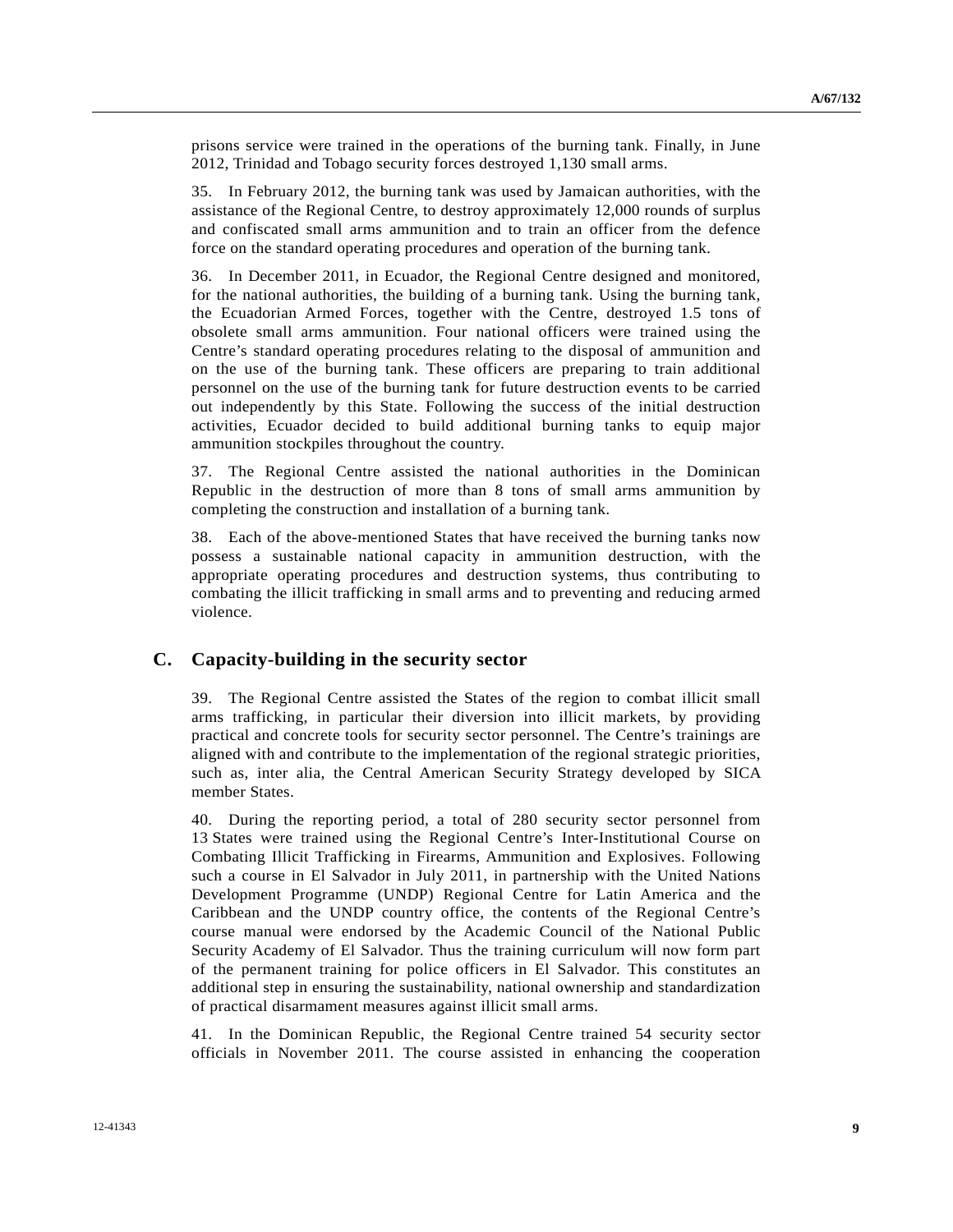prisons service were trained in the operations of the burning tank. Finally, in June 2012, Trinidad and Tobago security forces destroyed 1,130 small arms.

35. In February 2012, the burning tank was used by Jamaican authorities, with the assistance of the Regional Centre, to destroy approximately 12,000 rounds of surplus and confiscated small arms ammunition and to train an officer from the defence force on the standard operating procedures and operation of the burning tank.

36. In December 2011, in Ecuador, the Regional Centre designed and monitored, for the national authorities, the building of a burning tank. Using the burning tank, the Ecuadorian Armed Forces, together with the Centre, destroyed 1.5 tons of obsolete small arms ammunition. Four national officers were trained using the Centre's standard operating procedures relating to the disposal of ammunition and on the use of the burning tank. These officers are preparing to train additional personnel on the use of the burning tank for future destruction events to be carried out independently by this State. Following the success of the initial destruction activities, Ecuador decided to build additional burning tanks to equip major ammunition stockpiles throughout the country.

37. The Regional Centre assisted the national authorities in the Dominican Republic in the destruction of more than 8 tons of small arms ammunition by completing the construction and installation of a burning tank.

38. Each of the above-mentioned States that have received the burning tanks now possess a sustainable national capacity in ammunition destruction, with the appropriate operating procedures and destruction systems, thus contributing to combating the illicit trafficking in small arms and to preventing and reducing armed violence.

## C. Capacity-building in the security sector

39. The Regional Centre assisted the States of the region to combat illicit small arms trafficking, in particular their diversion into illicit markets, by providing practical and concrete tools for security sector personnel. The Centre's trainings are aligned with and contribute to the implementation of the regional strategic priorities, such as, inter alia, the Central American Security Strategy developed by SICA member States.

40. During the reporting period, a total of 280 security sector personnel from 13 States were trained using the Regional Centre's Inter-Institutional Course on Combating Illicit Trafficking in Firearms, Ammunition and Explosives. Following such a course in El Salvador in July 2011, in partnership with the United Nations Development Programme (UNDP) Regional Centre for Latin America and the Caribbean and the UNDP country office, the contents of the Regional Centre's course manual were endorsed by the Academic Council of the National Public Security Academy of El Salvador. Thus the training curriculum will now form part of the permanent training for police officers in El Salvador. This constitutes an additional step in ensuring the sustainability, national ownership and standardization of practical disarmament measures against illicit small arms.

41. In the Dominican Republic, the Regional Centre trained 54 security sector officials in November 2011. The course assisted in enhancing the cooperation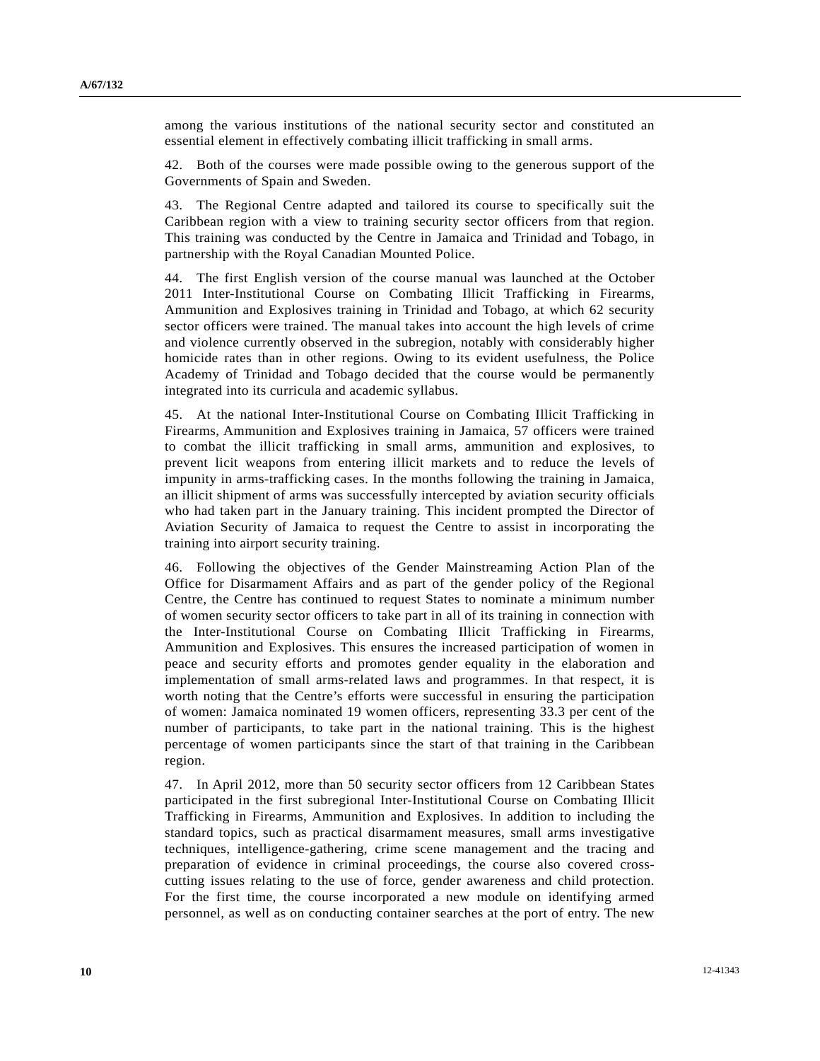among the various institutions of the national security sector and constituted an essential element in effectively combating illicit trafficking in small arms.

42. Both of the courses were made possible owing to the generous support of the Governments of Spain and Sweden.

43. The Regional Centre adapted and tailored its course to specifically suit the Caribbean region with a view to training security sector officers from that region. This training was conducted by the Centre in Jamaica and Trinidad and Tobago, in partnership with the Royal Canadian Mounted Police.

44. The first English version of the course manual was launched at the October 2011 Inter-Institutional Course on Combating Illicit Trafficking in Firearms, Ammunition and Explosives training in Trinidad and Tobago, at which 62 security sector officers were trained. The manual takes into account the high levels of crime and violence currently observed in the subregion, notably with considerably higher homicide rates than in other regions. Owing to its evident usefulness, the Police Academy of Trinidad and Tobago decided that the course would be permanently integrated into its curricula and academic syllabus.

45. At the national Inter-Institutional Course on Combating Illicit Trafficking in Firearms, Ammunition and Explosives training in Jamaica, 57 officers were trained to combat the illicit trafficking in small arms, ammunition and explosives, to prevent licit weapons from entering illicit markets and to reduce the levels of impunity in arms-trafficking cases. In the months following the training in Jamaica, an illicit shipment of arms was successfully intercepted by aviation security officials who had taken part in the January training. This incident prompted the Director of Aviation Security of Jamaica to request the Centre to assist in incorporating the training into airport security training.

46. Following the objectives of the Gender Mainstreaming Action Plan of the Office for Disarmament Affairs and as part of the gender policy of the Regional Centre, the Centre has continued to request States to nominate a minimum number of women security sector officers to take part in all of its training in connection with the Inter-Institutional Course on Combating Illicit Trafficking in Firearms, Ammunition and Explosives. This ensures the increased participation of women in peace and security efforts and promotes gender equality in the elaboration and implementation of small arms-related laws and programmes. In that respect, it is worth noting that the Centre's efforts were successful in ensuring the participation of women: Jamaica nominated 19 women officers, representing 33.3 per cent of the number of participants, to take part in the national training. This is the highest percentage of women participants since the start of that training in the Caribbean region.

47. In April 2012, more than 50 security sector officers from 12 Caribbean States participated in the first subregional Inter-Institutional Course on Combating Illicit Trafficking in Firearms, Ammunition and Explosives. In addition to including the standard topics, such as practical disarmament measures, small arms investigative techniques, intelligence-gathering, crime scene management and the tracing and preparation of evidence in criminal proceedings, the course also covered cross-cutting issues relating to the use of force, gender awareness and child protection. For the first time, the course incorporated a new module on identifying armed personnel, as well as on conducting container searches at the port of entry. The new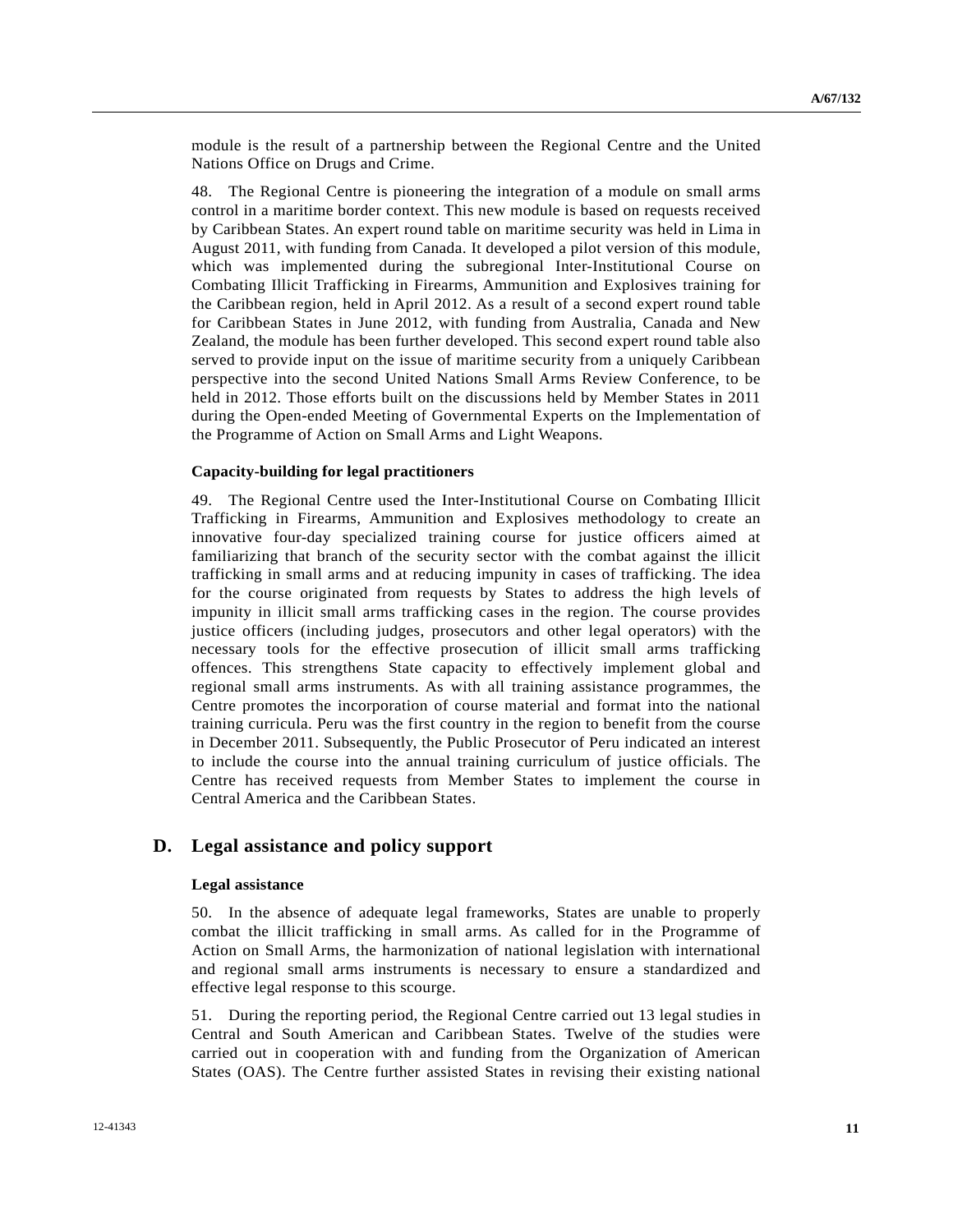module is the result of a partnership between the Regional Centre and the United Nations Office on Drugs and Crime.

48. The Regional Centre is pioneering the integration of a module on small arms control in a maritime border context. This new module is based on requests received by Caribbean States. An expert round table on maritime security was held in Lima in August 2011, with funding from Canada. It developed a pilot version of this module, which was implemented during the subregional Inter-Institutional Course on Combating Illicit Trafficking in Firearms, Ammunition and Explosives training for the Caribbean region, held in April 2012. As a result of a second expert round table for Caribbean States in June 2012, with funding from Australia, Canada and New Zealand, the module has been further developed. This second expert round table also served to provide input on the issue of maritime security from a uniquely Caribbean perspective into the second United Nations Small Arms Review Conference, to be held in 2012. Those efforts built on the discussions held by Member States in 2011 during the Open-ended Meeting of Governmental Experts on the Implementation of the Programme of Action on Small Arms and Light Weapons.

#### Capacity-building for legal practitioners

49. The Regional Centre used the Inter-Institutional Course on Combating Illicit Trafficking in Firearms, Ammunition and Explosives methodology to create an innovative four-day specialized training course for justice officers aimed at familiarizing that branch of the security sector with the combat against the illicit trafficking in small arms and at reducing impunity in cases of trafficking. The idea for the course originated from requests by States to address the high levels of impunity in illicit small arms trafficking cases in the region. The course provides justice officers (including judges, prosecutors and other legal operators) with the necessary tools for the effective prosecution of illicit small arms trafficking offences. This strengthens State capacity to effectively implement global and regional small arms instruments. As with all training assistance programmes, the Centre promotes the incorporation of course material and format into the national training curricula. Peru was the first country in the region to benefit from the course in December 2011. Subsequently, the Public Prosecutor of Peru indicated an interest to include the course into the annual training curriculum of justice officials. The Centre has received requests from Member States to implement the course in Central America and the Caribbean States.

## D. Legal assistance and policy support

#### Legal assistance

50. In the absence of adequate legal frameworks, States are unable to properly combat the illicit trafficking in small arms. As called for in the Programme of Action on Small Arms, the harmonization of national legislation with international and regional small arms instruments is necessary to ensure a standardized and effective legal response to this scourge.

51. During the reporting period, the Regional Centre carried out 13 legal studies in Central and South American and Caribbean States. Twelve of the studies were carried out in cooperation with and funding from the Organization of American States (OAS). The Centre further assisted States in revising their existing national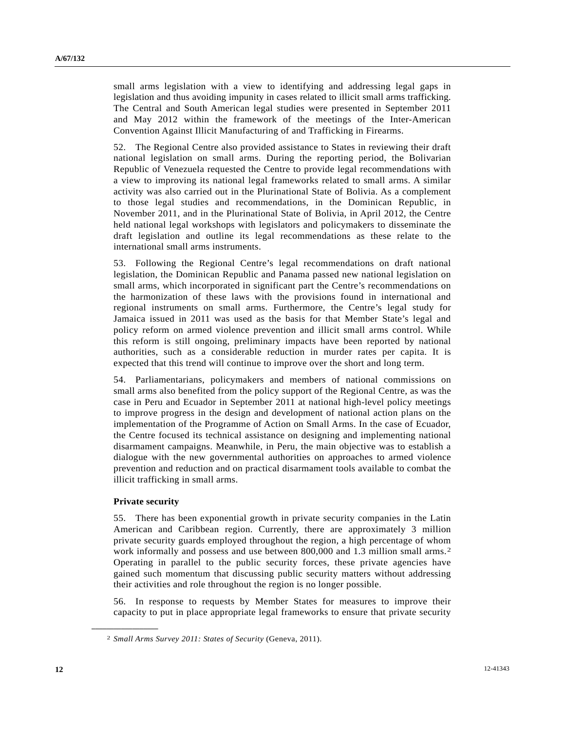small arms legislation with a view to identifying and addressing legal gaps in legislation and thus avoiding impunity in cases related to illicit small arms trafficking. The Central and South American legal studies were presented in September 2011 and May 2012 within the framework of the meetings of the Inter-American Convention Against Illicit Manufacturing of and Trafficking in Firearms.

52. The Regional Centre also provided assistance to States in reviewing their draft national legislation on small arms. During the reporting period, the Bolivarian Republic of Venezuela requested the Centre to provide legal recommendations with a view to improving its national legal frameworks related to small arms. A similar activity was also carried out in the Plurinational State of Bolivia. As a complement to those legal studies and recommendations, in the Dominican Republic, in November 2011, and in the Plurinational State of Bolivia, in April 2012, the Centre held national legal workshops with legislators and policymakers to disseminate the draft legislation and outline its legal recommendations as these relate to the international small arms instruments.

53. Following the Regional Centre's legal recommendations on draft national legislation, the Dominican Republic and Panama passed new national legislation on small arms, which incorporated in significant part the Centre's recommendations on the harmonization of these laws with the provisions found in international and regional instruments on small arms. Furthermore, the Centre's legal study for Jamaica issued in 2011 was used as the basis for that Member State's legal and policy reform on armed violence prevention and illicit small arms control. While this reform is still ongoing, preliminary impacts have been reported by national authorities, such as a considerable reduction in murder rates per capita. It is expected that this trend will continue to improve over the short and long term.

54. Parliamentarians, policymakers and members of national commissions on small arms also benefited from the policy support of the Regional Centre, as was the case in Peru and Ecuador in September 2011 at national high-level policy meetings to improve progress in the design and development of national action plans on the implementation of the Programme of Action on Small Arms. In the case of Ecuador, the Centre focused its technical assistance on designing and implementing national disarmament campaigns. Meanwhile, in Peru, the main objective was to establish a dialogue with the new governmental authorities on approaches to armed violence prevention and reduction and on practical disarmament tools available to combat the illicit trafficking in small arms.

**Private security**

55. There has been exponential growth in private security companies in the Latin American and Caribbean region. Currently, there are approximately 3 million private security guards employed throughout the region, a high percentage of whom work informally and possess and use between 800,000 and 1.3 million small arms.[2] Operating in parallel to the public security forces, these private agencies have gained such momentum that discussing public security matters without addressing their activities and role throughout the region is no longer possible.

56. In response to requests by Member States for measures to improve their capacity to put in place appropriate legal frameworks to ensure that private security

---

[2] *Small Arms Survey 2011: States of Security* (Geneva, 2011).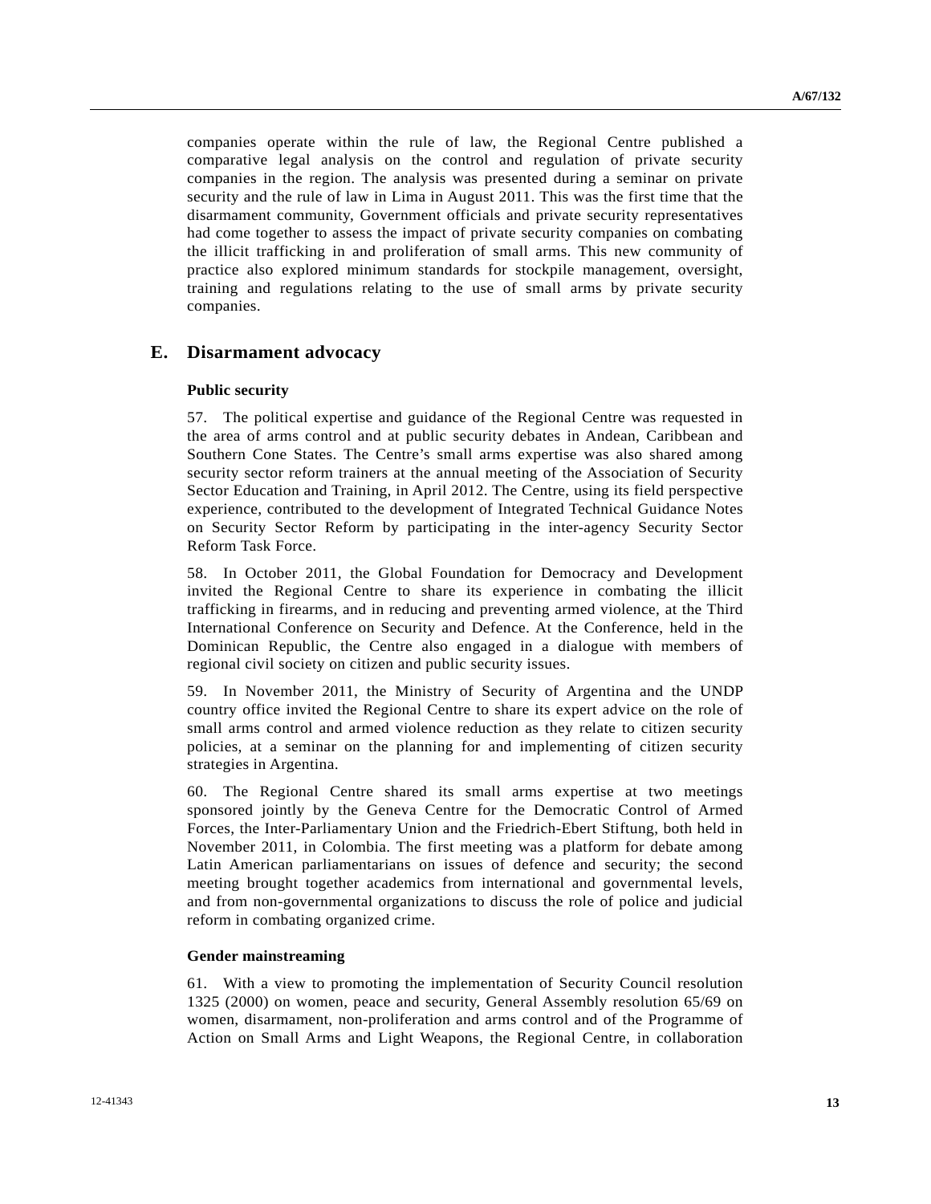companies operate within the rule of law, the Regional Centre published a comparative legal analysis on the control and regulation of private security companies in the region. The analysis was presented during a seminar on private security and the rule of law in Lima in August 2011. This was the first time that the disarmament community, Government officials and private security representatives had come together to assess the impact of private security companies on combating the illicit trafficking in and proliferation of small arms. This new community of practice also explored minimum standards for stockpile management, oversight, training and regulations relating to the use of small arms by private security companies.

## E. Disarmament advocacy

### Public security

57. The political expertise and guidance of the Regional Centre was requested in the area of arms control and at public security debates in Andean, Caribbean and Southern Cone States. The Centre's small arms expertise was also shared among security sector reform trainers at the annual meeting of the Association of Security Sector Education and Training, in April 2012. The Centre, using its field perspective experience, contributed to the development of Integrated Technical Guidance Notes on Security Sector Reform by participating in the inter-agency Security Sector Reform Task Force.

58. In October 2011, the Global Foundation for Democracy and Development invited the Regional Centre to share its experience in combating the illicit trafficking in firearms, and in reducing and preventing armed violence, at the Third International Conference on Security and Defence. At the Conference, held in the Dominican Republic, the Centre also engaged in a dialogue with members of regional civil society on citizen and public security issues.

59. In November 2011, the Ministry of Security of Argentina and the UNDP country office invited the Regional Centre to share its expert advice on the role of small arms control and armed violence reduction as they relate to citizen security policies, at a seminar on the planning for and implementing of citizen security strategies in Argentina.

60. The Regional Centre shared its small arms expertise at two meetings sponsored jointly by the Geneva Centre for the Democratic Control of Armed Forces, the Inter-Parliamentary Union and the Friedrich-Ebert Stiftung, both held in November 2011, in Colombia. The first meeting was a platform for debate among Latin American parliamentarians on issues of defence and security; the second meeting brought together academics from international and governmental levels, and from non-governmental organizations to discuss the role of police and judicial reform in combating organized crime.

### Gender mainstreaming

61. With a view to promoting the implementation of Security Council resolution 1325 (2000) on women, peace and security, General Assembly resolution 65/69 on women, disarmament, non-proliferation and arms control and of the Programme of Action on Small Arms and Light Weapons, the Regional Centre, in collaboration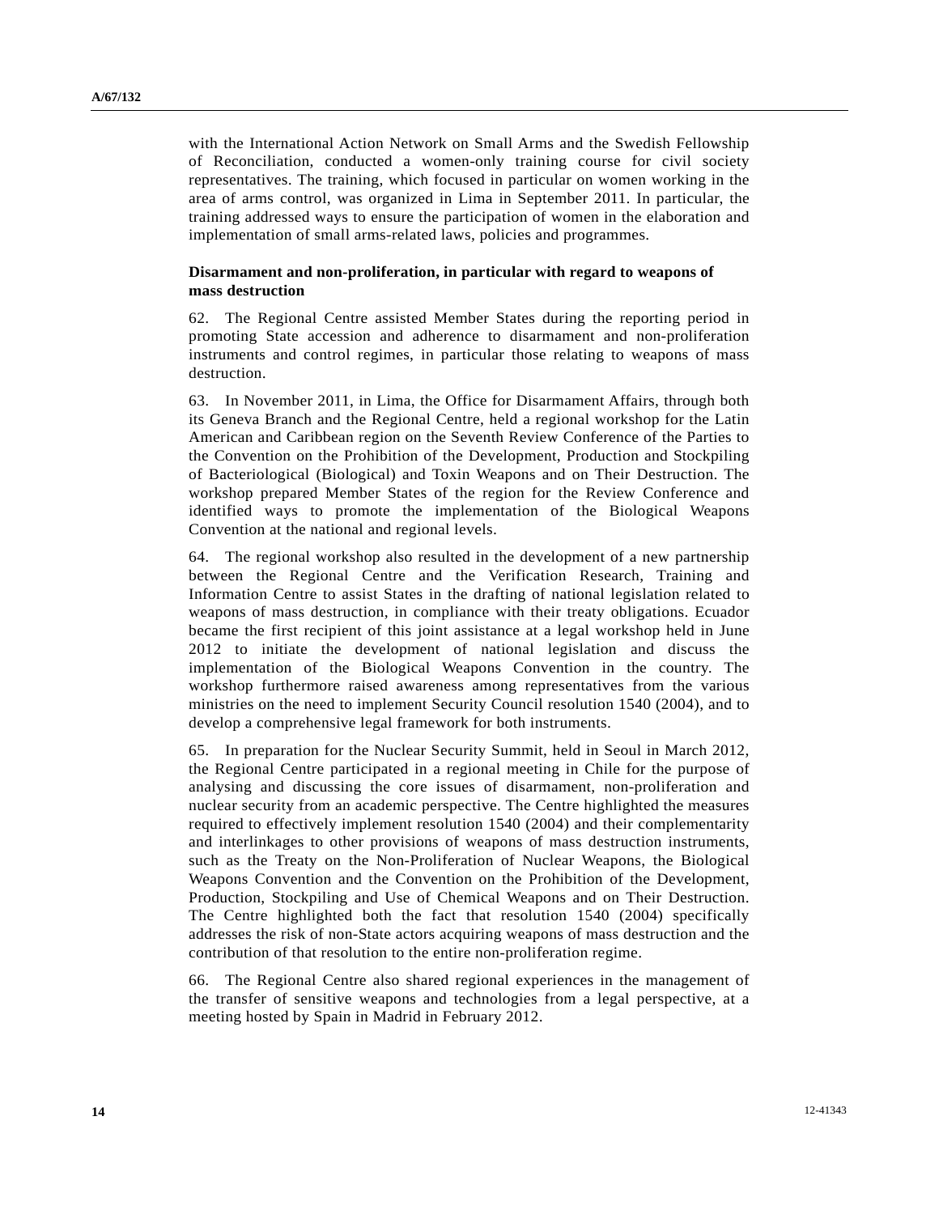with the International Action Network on Small Arms and the Swedish Fellowship of Reconciliation, conducted a women-only training course for civil society representatives. The training, which focused in particular on women working in the area of arms control, was organized in Lima in September 2011. In particular, the training addressed ways to ensure the participation of women in the elaboration and implementation of small arms-related laws, policies and programmes.

**Disarmament and non-proliferation, in particular with regard to weapons of mass destruction**

62. The Regional Centre assisted Member States during the reporting period in promoting State accession and adherence to disarmament and non-proliferation instruments and control regimes, in particular those relating to weapons of mass destruction.

63. In November 2011, in Lima, the Office for Disarmament Affairs, through both its Geneva Branch and the Regional Centre, held a regional workshop for the Latin American and Caribbean region on the Seventh Review Conference of the Parties to the Convention on the Prohibition of the Development, Production and Stockpiling of Bacteriological (Biological) and Toxin Weapons and on Their Destruction. The workshop prepared Member States of the region for the Review Conference and identified ways to promote the implementation of the Biological Weapons Convention at the national and regional levels.

64. The regional workshop also resulted in the development of a new partnership between the Regional Centre and the Verification Research, Training and Information Centre to assist States in the drafting of national legislation related to weapons of mass destruction, in compliance with their treaty obligations. Ecuador became the first recipient of this joint assistance at a legal workshop held in June 2012 to initiate the development of national legislation and discuss the implementation of the Biological Weapons Convention in the country. The workshop furthermore raised awareness among representatives from the various ministries on the need to implement Security Council resolution 1540 (2004), and to develop a comprehensive legal framework for both instruments.

65. In preparation for the Nuclear Security Summit, held in Seoul in March 2012, the Regional Centre participated in a regional meeting in Chile for the purpose of analysing and discussing the core issues of disarmament, non-proliferation and nuclear security from an academic perspective. The Centre highlighted the measures required to effectively implement resolution 1540 (2004) and their complementarity and interlinkages to other provisions of weapons of mass destruction instruments, such as the Treaty on the Non-Proliferation of Nuclear Weapons, the Biological Weapons Convention and the Convention on the Prohibition of the Development, Production, Stockpiling and Use of Chemical Weapons and on Their Destruction. The Centre highlighted both the fact that resolution 1540 (2004) specifically addresses the risk of non-State actors acquiring weapons of mass destruction and the contribution of that resolution to the entire non-proliferation regime.

66. The Regional Centre also shared regional experiences in the management of the transfer of sensitive weapons and technologies from a legal perspective, at a meeting hosted by Spain in Madrid in February 2012.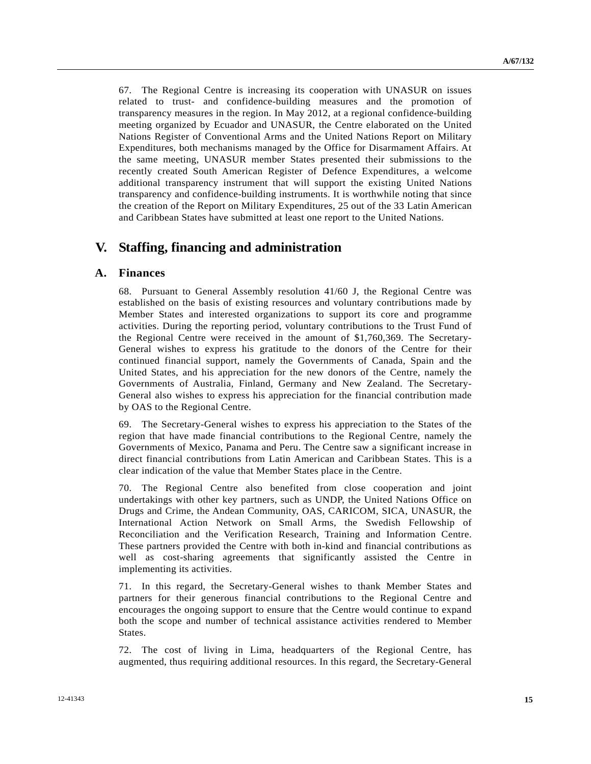67. The Regional Centre is increasing its cooperation with UNASUR on issues related to trust- and confidence-building measures and the promotion of transparency measures in the region. In May 2012, at a regional confidence-building meeting organized by Ecuador and UNASUR, the Centre elaborated on the United Nations Register of Conventional Arms and the United Nations Report on Military Expenditures, both mechanisms managed by the Office for Disarmament Affairs. At the same meeting, UNASUR member States presented their submissions to the recently created South American Register of Defence Expenditures, a welcome additional transparency instrument that will support the existing United Nations transparency and confidence-building instruments. It is worthwhile noting that since the creation of the Report on Military Expenditures, 25 out of the 33 Latin American and Caribbean States have submitted at least one report to the United Nations.

# V. Staffing, financing and administration

## A. Finances

68. Pursuant to General Assembly resolution 41/60 J, the Regional Centre was established on the basis of existing resources and voluntary contributions made by Member States and interested organizations to support its core and programme activities. During the reporting period, voluntary contributions to the Trust Fund of the Regional Centre were received in the amount of $1,760,369. The Secretary-General wishes to express his gratitude to the donors of the Centre for their continued financial support, namely the Governments of Canada, Spain and the United States, and his appreciation for the new donors of the Centre, namely the Governments of Australia, Finland, Germany and New Zealand. The Secretary-General also wishes to express his appreciation for the financial contribution made by OAS to the Regional Centre.

69. The Secretary-General wishes to express his appreciation to the States of the region that have made financial contributions to the Regional Centre, namely the Governments of Mexico, Panama and Peru. The Centre saw a significant increase in direct financial contributions from Latin American and Caribbean States. This is a clear indication of the value that Member States place in the Centre.

70. The Regional Centre also benefited from close cooperation and joint undertakings with other key partners, such as UNDP, the United Nations Office on Drugs and Crime, the Andean Community, OAS, CARICOM, SICA, UNASUR, the International Action Network on Small Arms, the Swedish Fellowship of Reconciliation and the Verification Research, Training and Information Centre. These partners provided the Centre with both in-kind and financial contributions as well as cost-sharing agreements that significantly assisted the Centre in implementing its activities.

71. In this regard, the Secretary-General wishes to thank Member States and partners for their generous financial contributions to the Regional Centre and encourages the ongoing support to ensure that the Centre would continue to expand both the scope and number of technical assistance activities rendered to Member States.

72. The cost of living in Lima, headquarters of the Regional Centre, has augmented, thus requiring additional resources. In this regard, the Secretary-General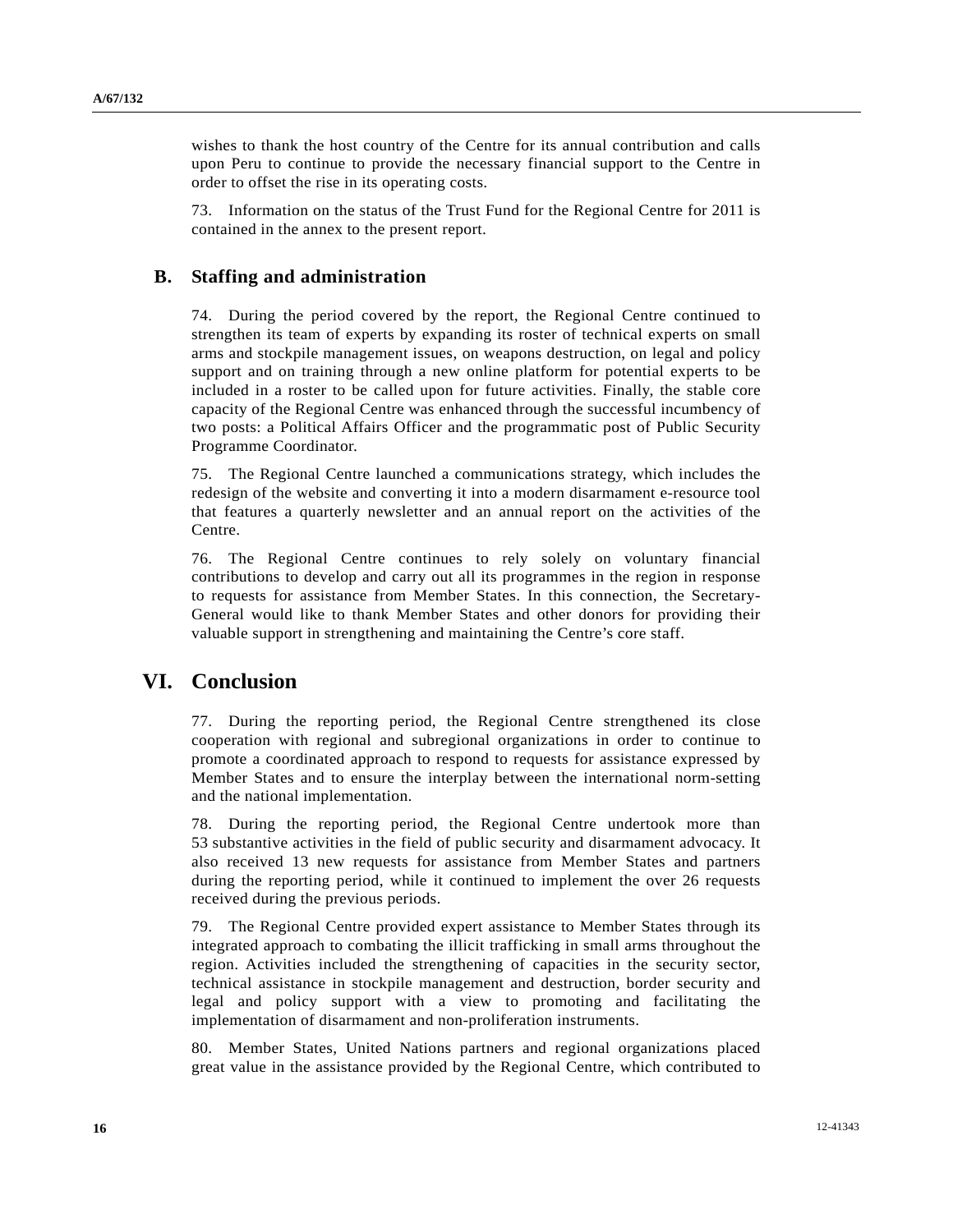wishes to thank the host country of the Centre for its annual contribution and calls upon Peru to continue to provide the necessary financial support to the Centre in order to offset the rise in its operating costs.

73. Information on the status of the Trust Fund for the Regional Centre for 2011 is contained in the annex to the present report.

## B. Staffing and administration

74. During the period covered by the report, the Regional Centre continued to strengthen its team of experts by expanding its roster of technical experts on small arms and stockpile management issues, on weapons destruction, on legal and policy support and on training through a new online platform for potential experts to be included in a roster to be called upon for future activities. Finally, the stable core capacity of the Regional Centre was enhanced through the successful incumbency of two posts: a Political Affairs Officer and the programmatic post of Public Security Programme Coordinator.

75. The Regional Centre launched a communications strategy, which includes the redesign of the website and converting it into a modern disarmament e-resource tool that features a quarterly newsletter and an annual report on the activities of the Centre.

76. The Regional Centre continues to rely solely on voluntary financial contributions to develop and carry out all its programmes in the region in response to requests for assistance from Member States. In this connection, the Secretary-General would like to thank Member States and other donors for providing their valuable support in strengthening and maintaining the Centre's core staff.

# VI. Conclusion

77. During the reporting period, the Regional Centre strengthened its close cooperation with regional and subregional organizations in order to continue to promote a coordinated approach to respond to requests for assistance expressed by Member States and to ensure the interplay between the international norm-setting and the national implementation.

78. During the reporting period, the Regional Centre undertook more than 53 substantive activities in the field of public security and disarmament advocacy. It also received 13 new requests for assistance from Member States and partners during the reporting period, while it continued to implement the over 26 requests received during the previous periods.

79. The Regional Centre provided expert assistance to Member States through its integrated approach to combating the illicit trafficking in small arms throughout the region. Activities included the strengthening of capacities in the security sector, technical assistance in stockpile management and destruction, border security and legal and policy support with a view to promoting and facilitating the implementation of disarmament and non-proliferation instruments.

80. Member States, United Nations partners and regional organizations placed great value in the assistance provided by the Regional Centre, which contributed to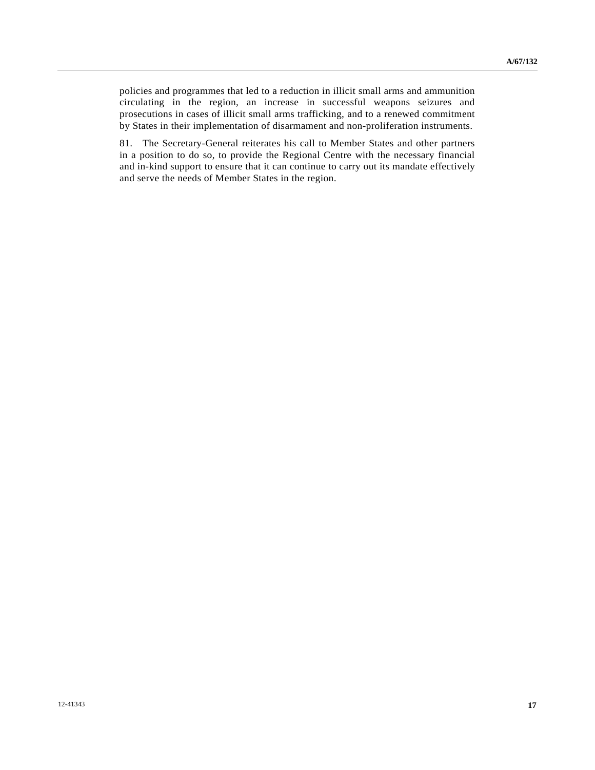policies and programmes that led to a reduction in illicit small arms and ammunition circulating in the region, an increase in successful weapons seizures and prosecutions in cases of illicit small arms trafficking, and to a renewed commitment by States in their implementation of disarmament and non-proliferation instruments.

81. The Secretary-General reiterates his call to Member States and other partners in a position to do so, to provide the Regional Centre with the necessary financial and in-kind support to ensure that it can continue to carry out its mandate effectively and serve the needs of Member States in the region.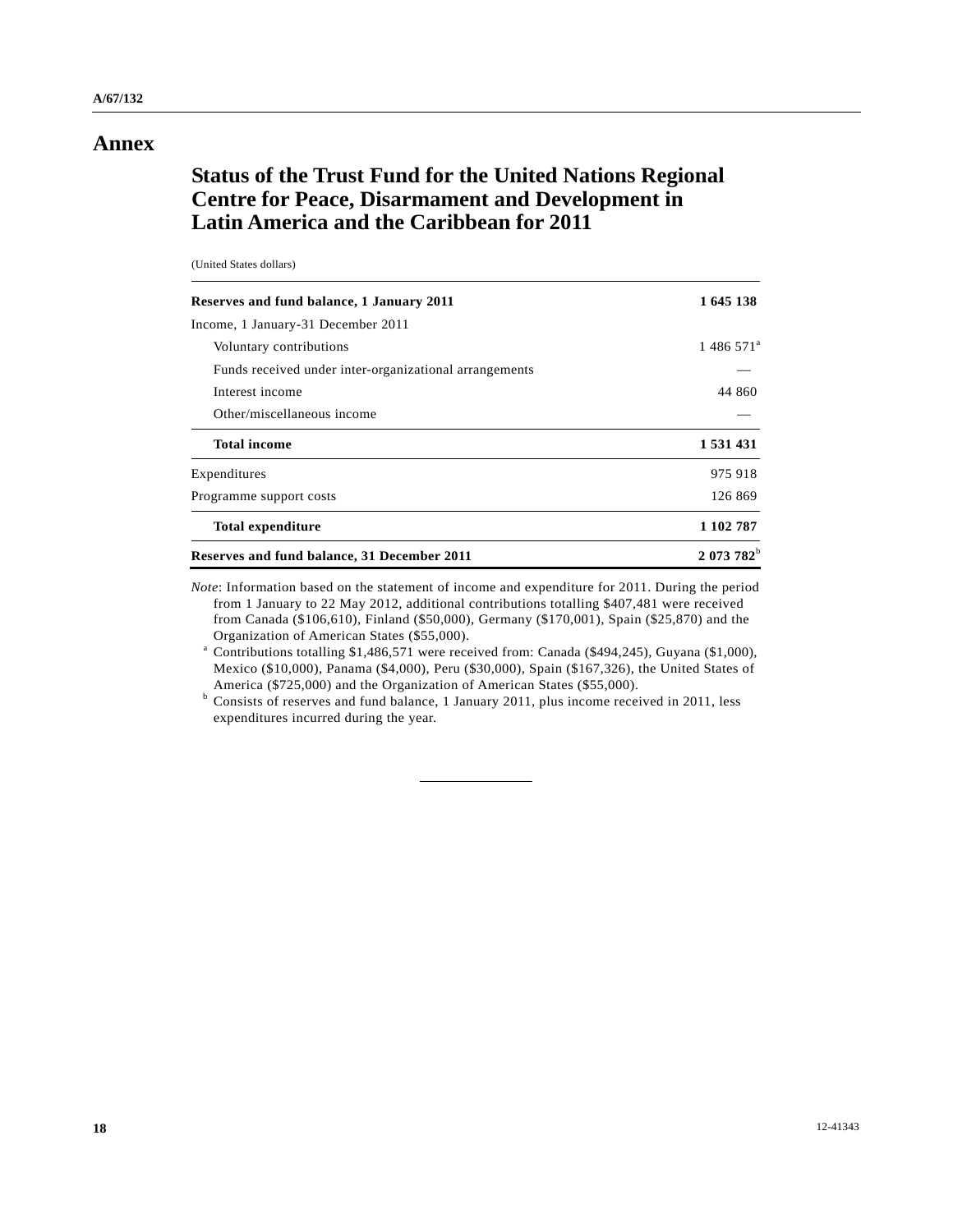# Annex

## Status of the Trust Fund for the United Nations Regional Centre for Peace, Disarmament and Development in Latin America and the Caribbean for 2011

(United States dollars)

| | |
|---|---|
| **Reserves and fund balance, 1 January 2011** | **1 645 138** |
| Income, 1 January-31 December 2011 | |
| Voluntary contributions | 1 486 571[a] |
| Funds received under inter-organizational arrangements | — |
| Interest income | 44 860 |
| Other/miscellaneous income | — |
| **Total income** | **1 531 431** |
| Expenditures | 975 918 |
| Programme support costs | 126 869 |
| **Total expenditure** | **1 102 787** |
| **Reserves and fund balance, 31 December 2011** | **2 073 782**[b] |

*Note*: Information based on the statement of income and expenditure for 2011. During the period from 1 January to 22 May 2012, additional contributions totalling $407,481 were received from Canada ($106,610), Finland ($50,000), Germany ($170,001), Spain ($25,870) and the Organization of American States ($55,000).

[a] Contributions totalling $1,486,571 were received from: Canada ($494,245), Guyana ($1,000), Mexico ($10,000), Panama ($4,000), Peru ($30,000), Spain ($167,326), the United States of America ($725,000) and the Organization of American States ($55,000).

[b] Consists of reserves and fund balance, 1 January 2011, plus income received in 2011, less expenditures incurred during the year.